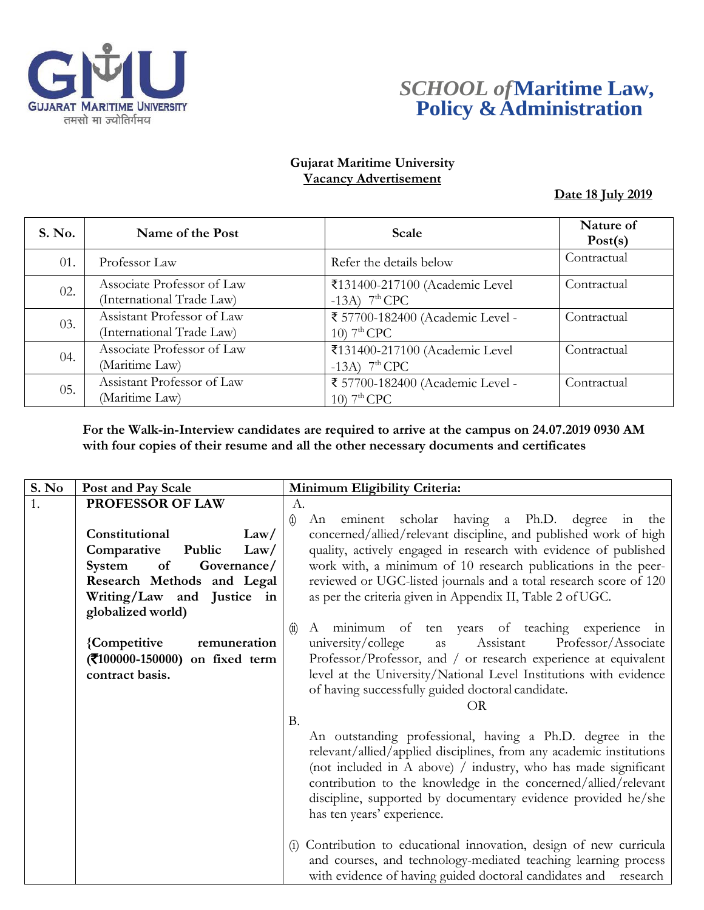# SCHOOL of Maritime Law, Policy & Administration

**Gujarat Maritime University**

**Vacancy Advertisement**

**Date 18 July 2019**

| S. No. | Name of the Post | Scale | Nature of Post(s) |
|---|---|---|---|
| 01. | Professor Law | Refer the details below | Contractual |
| 02. | Associate Professor of Law (International Trade Law) | ₹131400-217100 (Academic Level -13A) 7th CPC | Contractual |
| 03. | Assistant Professor of Law (International Trade Law) | ₹ 57700-182400 (Academic Level - 10) 7th CPC | Contractual |
| 04. | Associate Professor of Law (Maritime Law) | ₹131400-217100 (Academic Level -13A) 7th CPC | Contractual |
| 05. | Assistant Professor of Law (Maritime Law) | ₹ 57700-182400 (Academic Level - 10) 7th CPC | Contractual |

**For the Walk-in-Interview candidates are required to arrive at the campus on 24.07.2019 0930 AM with four copies of their resume and all the other necessary documents and certificates**

| S. No | Post and Pay Scale | Minimum Eligibility Criteria: |
|---|---|---|
| 1. | **PROFESSOR OF LAW**<br><br>**Constitutional Law/ Comparative Public Law/ System of Governance/ Research Methods and Legal Writing/Law and Justice in globalized world)**<br><br>**{Competitive remuneration (₹100000-150000) on fixed term contract basis.** | A.<br>(i) An eminent scholar having a Ph.D. degree in the concerned/allied/relevant discipline, and published work of high quality, actively engaged in research with evidence of published work with, a minimum of 10 research publications in the peer-reviewed or UGC-listed journals and a total research score of 120 as per the criteria given in Appendix II, Table 2 of UGC.<br><br>(ii) A minimum of ten years of teaching experience in university/college as Assistant Professor/Associate Professor/Professor, and / or research experience at equivalent level at the University/National Level Institutions with evidence of having successfully guided doctoral candidate.<br>OR<br>B.<br>An outstanding professional, having a Ph.D. degree in the relevant/allied/applied disciplines, from any academic institutions (not included in A above) / industry, who has made significant contribution to the knowledge in the concerned/allied/relevant discipline, supported by documentary evidence provided he/she has ten years' experience.<br><br>(i) Contribution to educational innovation, design of new curricula and courses, and technology-mediated teaching learning process with evidence of having guided doctoral candidates and research |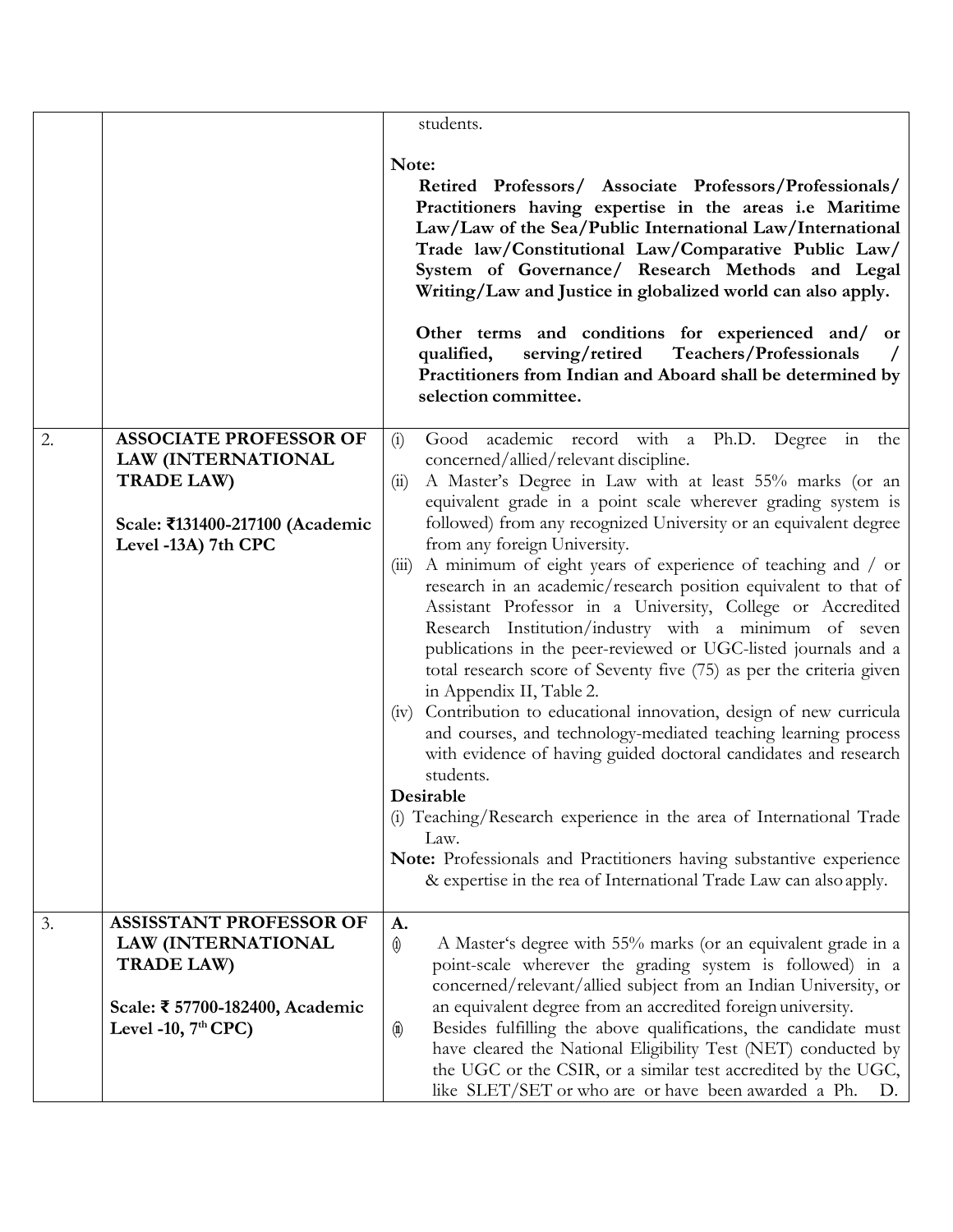| | | |
|---|---|---|
| | | students.<br><br>**Note:**<br>**Retired Professors/ Associate Professors/Professionals/ Practitioners having expertise in the areas i.e Maritime Law/Law of the Sea/Public International Law/International Trade law/Constitutional Law/Comparative Public Law/ System of Governance/ Research Methods and Legal Writing/Law and Justice in globalized world can also apply.**<br><br>**Other terms and conditions for experienced and/ or qualified, serving/retired Teachers/Professionals / Practitioners from Indian and Aboard shall be determined by selection committee.** |
| 2. | **ASSOCIATE PROFESSOR OF LAW (INTERNATIONAL TRADE LAW)**<br><br>**Scale: ₹131400-217100 (Academic Level -13A) 7th CPC** | (i) Good academic record with a Ph.D. Degree in the concerned/allied/relevant discipline.<br>(ii) A Master's Degree in Law with at least 55% marks (or an equivalent grade in a point scale wherever grading system is followed) from any recognized University or an equivalent degree from any foreign University.<br>(iii) A minimum of eight years of experience of teaching and / or research in an academic/research position equivalent to that of Assistant Professor in a University, College or Accredited Research Institution/industry with a minimum of seven publications in the peer-reviewed or UGC-listed journals and a total research score of Seventy five (75) as per the criteria given in Appendix II, Table 2.<br>(iv) Contribution to educational innovation, design of new curricula and courses, and technology-mediated teaching learning process with evidence of having guided doctoral candidates and research students.<br>**Desirable**<br>(i) Teaching/Research experience in the area of International Trade Law.<br>**Note:** Professionals and Practitioners having substantive experience & expertise in the rea of International Trade Law can also apply. |
| 3. | **ASSISSTANT PROFESSOR OF LAW (INTERNATIONAL TRADE LAW)**<br><br>**Scale: ₹ 57700-182400, Academic Level -10, 7th CPC)** | **A.**<br>(i) A Master's degree with 55% marks (or an equivalent grade in a point-scale wherever the grading system is followed) in a concerned/relevant/allied subject from an Indian University, or an equivalent degree from an accredited foreign university.<br>(ii) Besides fulfilling the above qualifications, the candidate must have cleared the National Eligibility Test (NET) conducted by the UGC or the CSIR, or a similar test accredited by the UGC, like SLET/SET or who are or have been awarded a Ph. D. |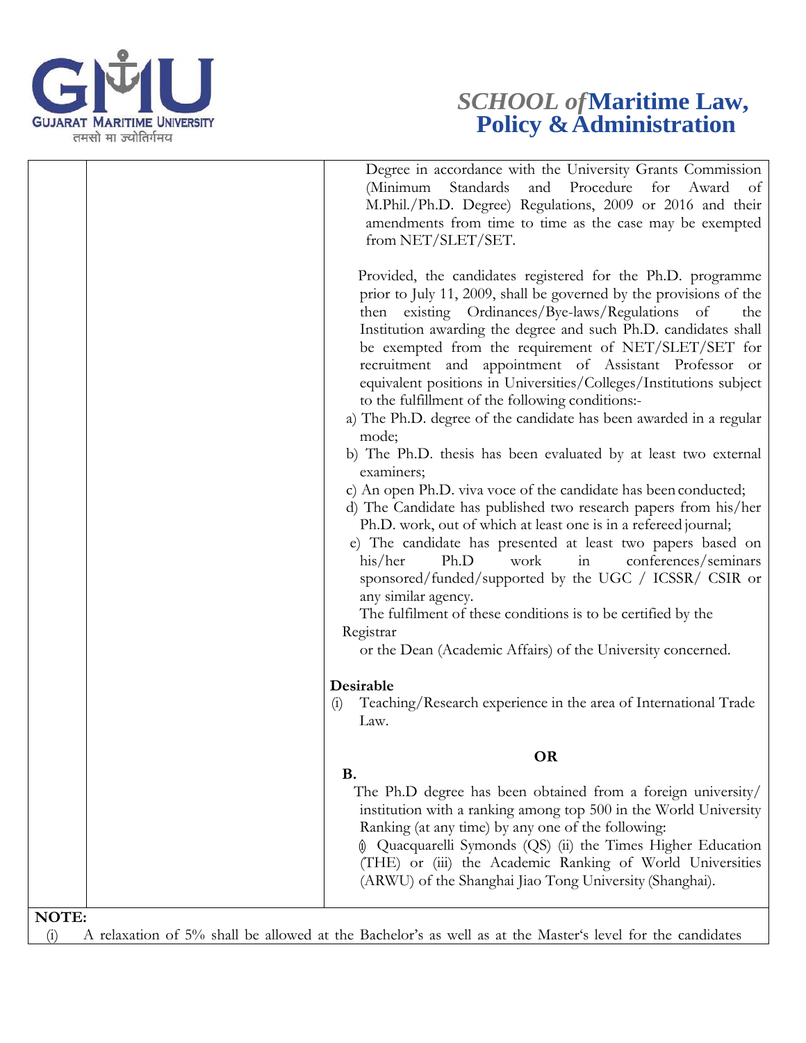| | | Degree in accordance with the University Grants Commission (Minimum Standards and Procedure for Award of M.Phil./Ph.D. Degree) Regulations, 2009 or 2016 and their amendments from time to time as the case may be exempted from NET/SLET/SET.<br><br>Provided, the candidates registered for the Ph.D. programme prior to July 11, 2009, shall be governed by the provisions of the then existing Ordinances/Bye-laws/Regulations of the Institution awarding the degree and such Ph.D. candidates shall be exempted from the requirement of NET/SLET/SET for recruitment and appointment of Assistant Professor or equivalent positions in Universities/Colleges/Institutions subject to the fulfillment of the following conditions:-<br>a) The Ph.D. degree of the candidate has been awarded in a regular mode;<br>b) The Ph.D. thesis has been evaluated by at least two external examiners;<br>c) An open Ph.D. viva voce of the candidate has been conducted;<br>d) The Candidate has published two research papers from his/her Ph.D. work, out of which at least one is in a refereed journal;<br>e) The candidate has presented at least two papers based on his/her Ph.D work in conferences/seminars sponsored/funded/supported by the UGC / ICSSR/ CSIR or any similar agency.<br>The fulfilment of these conditions is to be certified by the Registrar or the Dean (Academic Affairs) of the University concerned.<br><br>**Desirable**<br>(i) Teaching/Research experience in the area of International Trade Law.<br><br>**OR**<br><br>**B.**<br>The Ph.D degree has been obtained from a foreign university/ institution with a ranking among top 500 in the World University Ranking (at any time) by any one of the following:<br>(i) Quacquarelli Symonds (QS) (ii) the Times Higher Education (THE) or (iii) the Academic Ranking of World Universities (ARWU) of the Shanghai Jiao Tong University (Shanghai). |
|---|---|---|

**NOTE:**

(i) A relaxation of 5% shall be allowed at the Bachelor's as well as at the Master's level for the candidates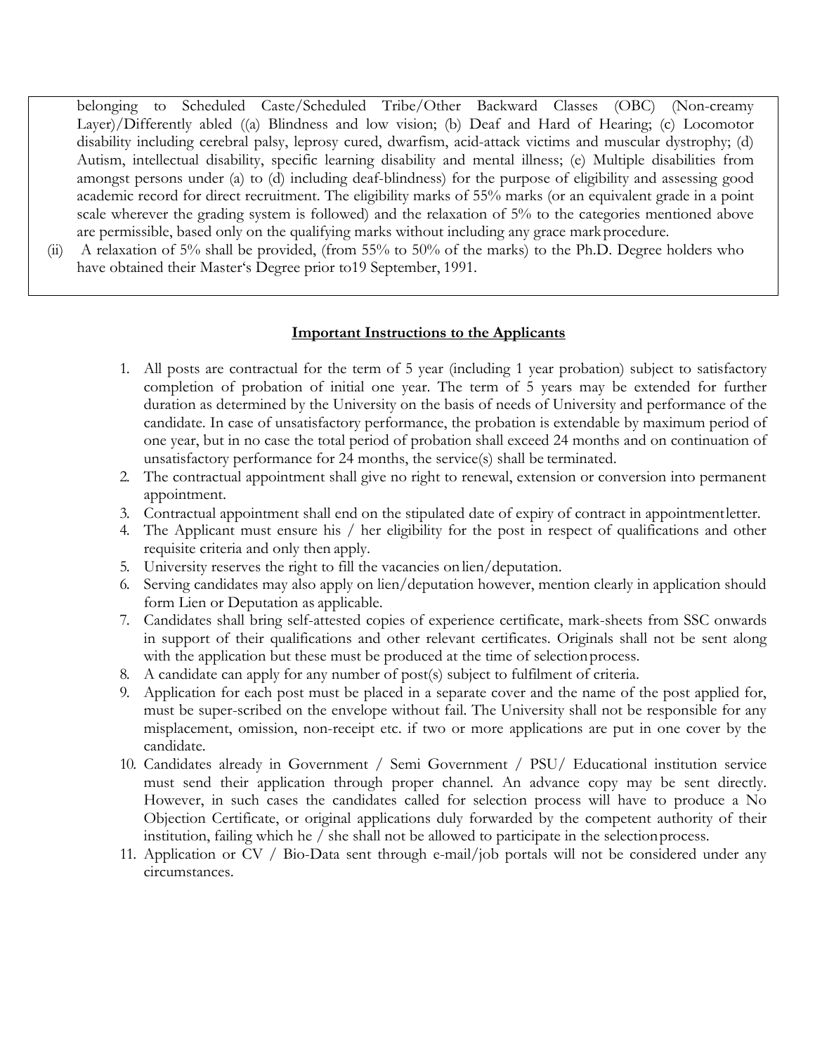belonging to Scheduled Caste/Scheduled Tribe/Other Backward Classes (OBC) (Non-creamy Layer)/Differently abled ((a) Blindness and low vision; (b) Deaf and Hard of Hearing; (c) Locomotor disability including cerebral palsy, leprosy cured, dwarfism, acid-attack victims and muscular dystrophy; (d) Autism, intellectual disability, specific learning disability and mental illness; (e) Multiple disabilities from amongst persons under (a) to (d) including deaf-blindness) for the purpose of eligibility and assessing good academic record for direct recruitment. The eligibility marks of 55% marks (or an equivalent grade in a point scale wherever the grading system is followed) and the relaxation of 5% to the categories mentioned above are permissible, based only on the qualifying marks without including any grace mark procedure.

(ii) A relaxation of 5% shall be provided, (from 55% to 50% of the marks) to the Ph.D. Degree holders who have obtained their Master's Degree prior to19 September, 1991.

## **Important Instructions to the Applicants**

1. All posts are contractual for the term of 5 year (including 1 year probation) subject to satisfactory completion of probation of initial one year. The term of 5 years may be extended for further duration as determined by the University on the basis of needs of University and performance of the candidate. In case of unsatisfactory performance, the probation is extendable by maximum period of one year, but in no case the total period of probation shall exceed 24 months and on continuation of unsatisfactory performance for 24 months, the service(s) shall be terminated.
2. The contractual appointment shall give no right to renewal, extension or conversion into permanent appointment.
3. Contractual appointment shall end on the stipulated date of expiry of contract in appointment letter.
4. The Applicant must ensure his / her eligibility for the post in respect of qualifications and other requisite criteria and only then apply.
5. University reserves the right to fill the vacancies on lien/deputation.
6. Serving candidates may also apply on lien/deputation however, mention clearly in application should form Lien or Deputation as applicable.
7. Candidates shall bring self-attested copies of experience certificate, mark-sheets from SSC onwards in support of their qualifications and other relevant certificates. Originals shall not be sent along with the application but these must be produced at the time of selection process.
8. A candidate can apply for any number of post(s) subject to fulfilment of criteria.
9. Application for each post must be placed in a separate cover and the name of the post applied for, must be super-scribed on the envelope without fail. The University shall not be responsible for any misplacement, omission, non-receipt etc. if two or more applications are put in one cover by the candidate.
10. Candidates already in Government / Semi Government / PSU/ Educational institution service must send their application through proper channel. An advance copy may be sent directly. However, in such cases the candidates called for selection process will have to produce a No Objection Certificate, or original applications duly forwarded by the competent authority of their institution, failing which he / she shall not be allowed to participate in the selection process.
11. Application or CV / Bio-Data sent through e-mail/job portals will not be considered under any circumstances.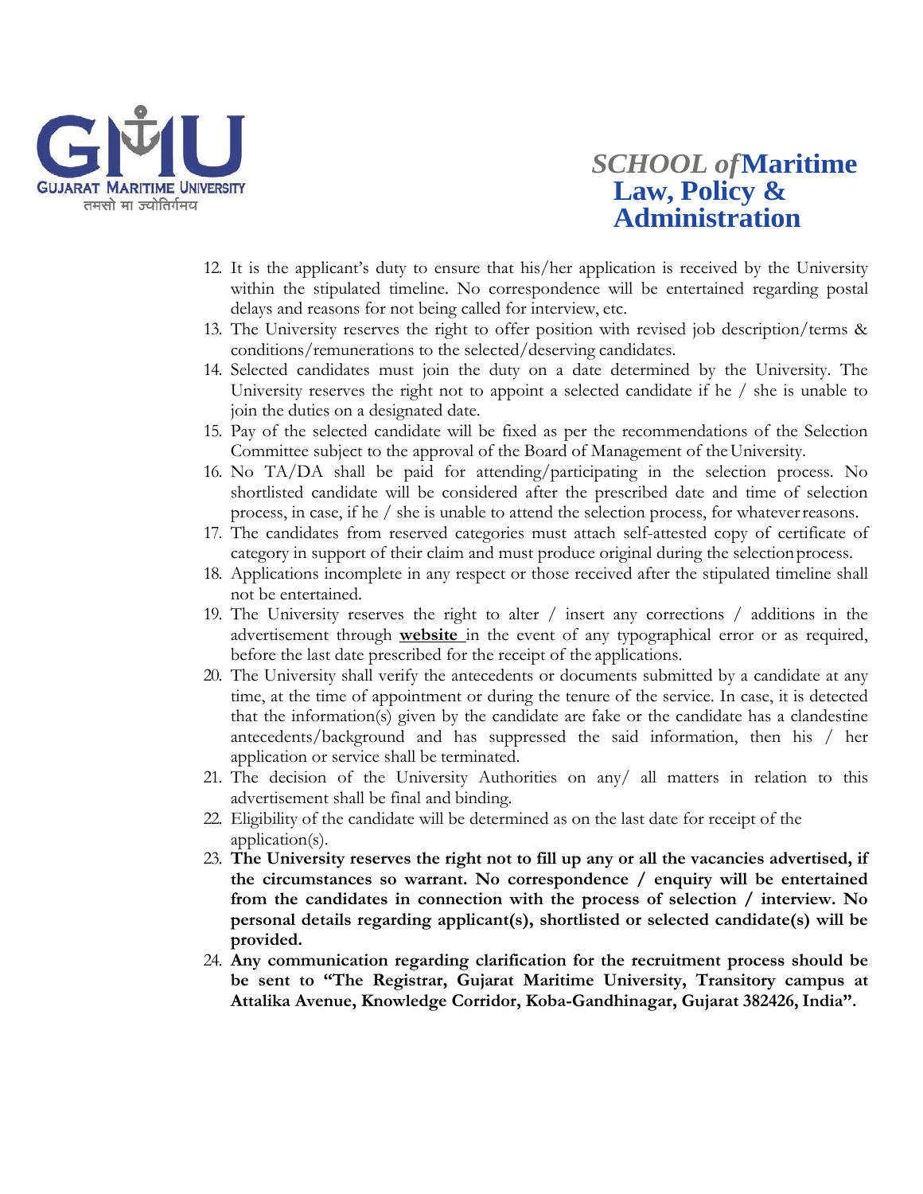12. It is the applicant's duty to ensure that his/her application is received by the University within the stipulated timeline. No correspondence will be entertained regarding postal delays and reasons for not being called for interview, etc.
13. The University reserves the right to offer position with revised job description/terms & conditions/remunerations to the selected/deserving candidates.
14. Selected candidates must join the duty on a date determined by the University. The University reserves the right not to appoint a selected candidate if he / she is unable to join the duties on a designated date.
15. Pay of the selected candidate will be fixed as per the recommendations of the Selection Committee subject to the approval of the Board of Management of the University.
16. No TA/DA shall be paid for attending/participating in the selection process. No shortlisted candidate will be considered after the prescribed date and time of selection process, in case, if he / she is unable to attend the selection process, for whatever reasons.
17. The candidates from reserved categories must attach self-attested copy of certificate of category in support of their claim and must produce original during the selection process.
18. Applications incomplete in any respect or those received after the stipulated timeline shall not be entertained.
19. The University reserves the right to alter / insert any corrections / additions in the advertisement through **website** in the event of any typographical error or as required, before the last date prescribed for the receipt of the applications.
20. The University shall verify the antecedents or documents submitted by a candidate at any time, at the time of appointment or during the tenure of the service. In case, it is detected that the information(s) given by the candidate are fake or the candidate has a clandestine antecedents/background and has suppressed the said information, then his / her application or service shall be terminated.
21. The decision of the University Authorities on any/ all matters in relation to this advertisement shall be final and binding.
22. Eligibility of the candidate will be determined as on the last date for receipt of the application(s).
23. **The University reserves the right not to fill up any or all the vacancies advertised, if the circumstances so warrant. No correspondence / enquiry will be entertained from the candidates in connection with the process of selection / interview. No personal details regarding applicant(s), shortlisted or selected candidate(s) will be provided.**
24. **Any communication regarding clarification for the recruitment process should be be sent to "The Registrar, Gujarat Maritime University, Transitory campus at Attalika Avenue, Knowledge Corridor, Koba-Gandhinagar, Gujarat 382426, India".**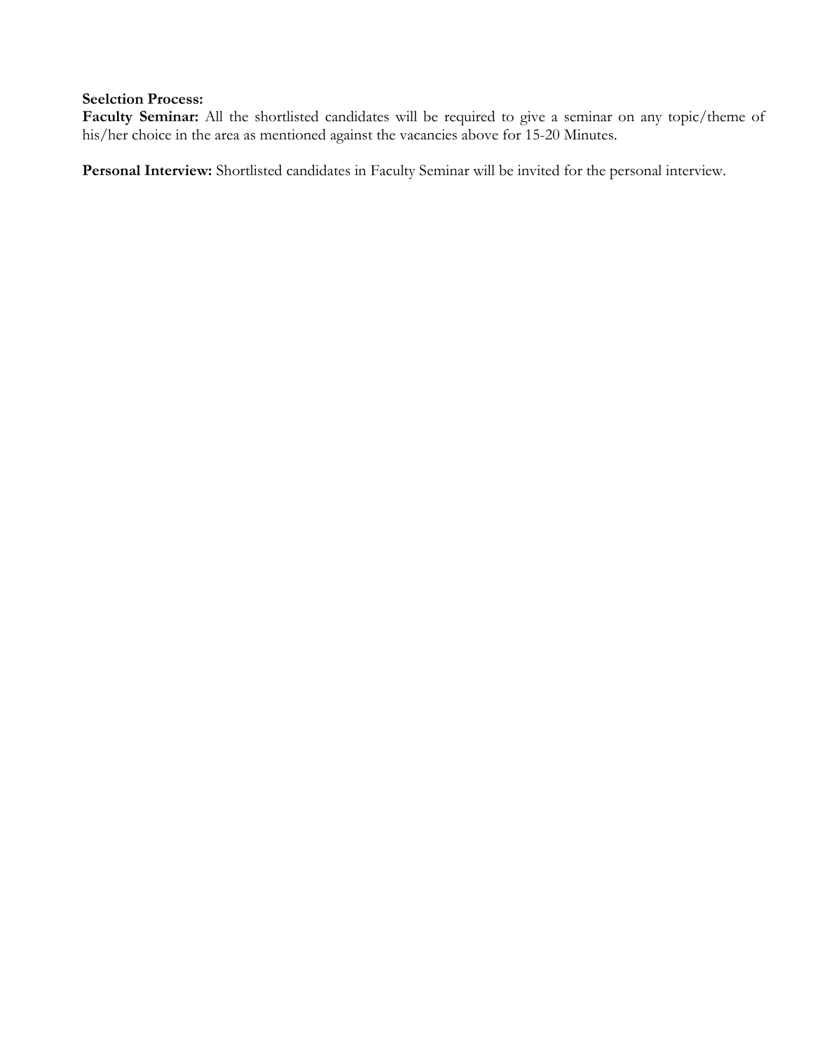**Seelction Process:**

**Faculty Seminar:** All the shortlisted candidates will be required to give a seminar on any topic/theme of his/her choice in the area as mentioned against the vacancies above for 15-20 Minutes.

**Personal Interview:** Shortlisted candidates in Faculty Seminar will be invited for the personal interview.